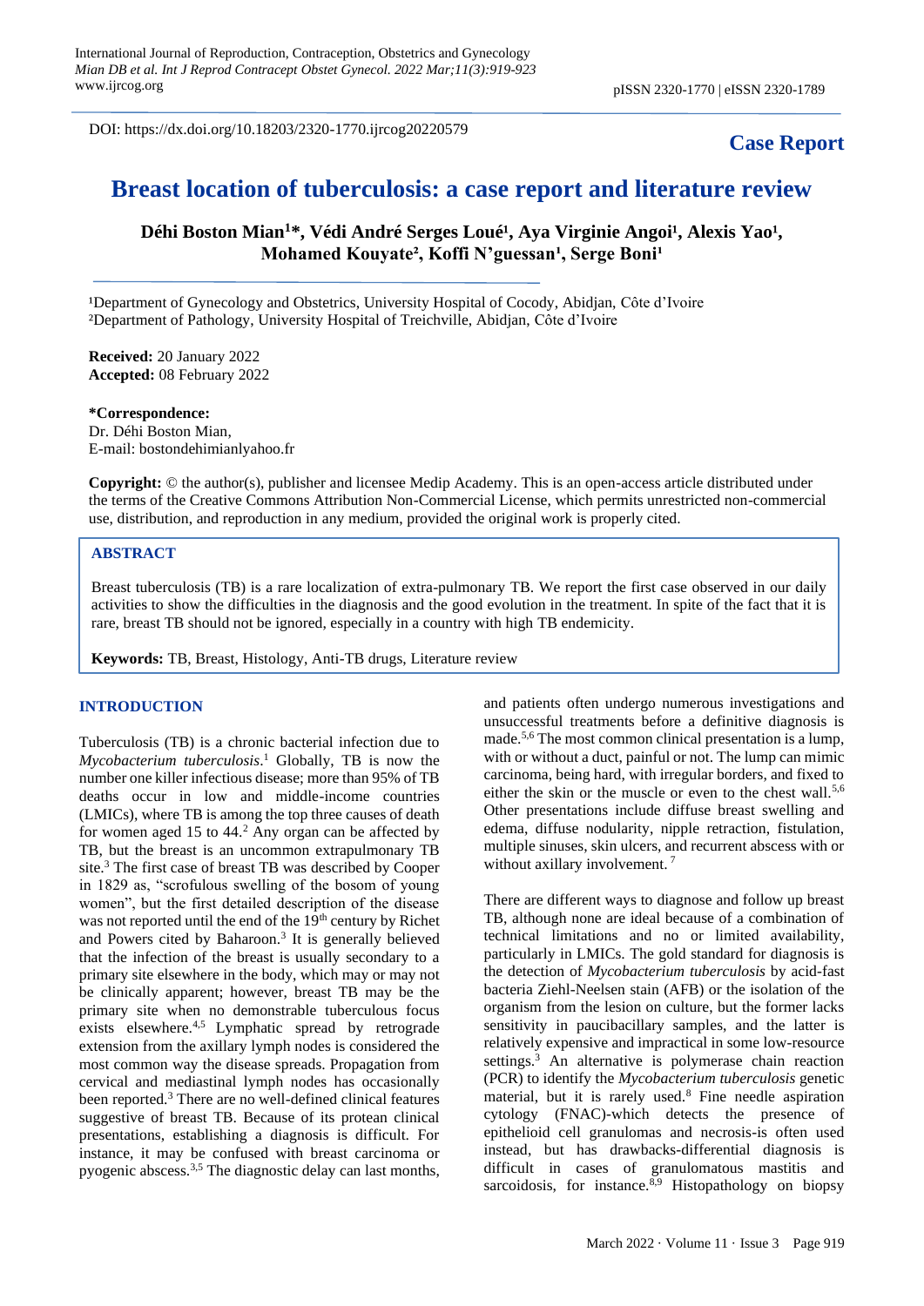DOI: https://dx.doi.org/10.18203/2320-1770.ijrcog20220579

**Case Report**

# Breast location of tuberculosis: a case report and literature review

**Déhi Boston Mian[1]*, Védi André Serges Loué[1], Aya Virginie Angoi[1], Alexis Yao[1], Mohamed Kouyate[2], Koffi N'guessan[1], Serge Boni[1]**

[1]Department of Gynecology and Obstetrics, University Hospital of Cocody, Abidjan, Côte d'Ivoire
[2]Department of Pathology, University Hospital of Treichville, Abidjan, Côte d'Ivoire

**Received:** 20 January 2022
**Accepted:** 08 February 2022

***Correspondence:**
Dr. Déhi Boston Mian,
E-mail: bostondehimianlyahoo.fr

**Copyright:** © the author(s), publisher and licensee Medip Academy. This is an open-access article distributed under the terms of the Creative Commons Attribution Non-Commercial License, which permits unrestricted non-commercial use, distribution, and reproduction in any medium, provided the original work is properly cited.

## ABSTRACT

Breast tuberculosis (TB) is a rare localization of extra-pulmonary TB. We report the first case observed in our daily activities to show the difficulties in the diagnosis and the good evolution in the treatment. In spite of the fact that it is rare, breast TB should not be ignored, especially in a country with high TB endemicity.

**Keywords:** TB, Breast, Histology, Anti-TB drugs, Literature review

## INTRODUCTION

Tuberculosis (TB) is a chronic bacterial infection due to *Mycobacterium tuberculosis*.[1] Globally, TB is now the number one killer infectious disease; more than 95% of TB deaths occur in low and middle-income countries (LMICs), where TB is among the top three causes of death for women aged 15 to 44.[2] Any organ can be affected by TB, but the breast is an uncommon extrapulmonary TB site.[3] The first case of breast TB was described by Cooper in 1829 as, "scrofulous swelling of the bosom of young women", but the first detailed description of the disease was not reported until the end of the 19th century by Richet and Powers cited by Baharoon.[3] It is generally believed that the infection of the breast is usually secondary to a primary site elsewhere in the body, which may or may not be clinically apparent; however, breast TB may be the primary site when no demonstrable tuberculous focus exists elsewhere.[4,5] Lymphatic spread by retrograde extension from the axillary lymph nodes is considered the most common way the disease spreads. Propagation from cervical and mediastinal lymph nodes has occasionally been reported.[3] There are no well-defined clinical features suggestive of breast TB. Because of its protean clinical presentations, establishing a diagnosis is difficult. For instance, it may be confused with breast carcinoma or pyogenic abscess.[3,5] The diagnostic delay can last months, and patients often undergo numerous investigations and unsuccessful treatments before a definitive diagnosis is made.[5,6] The most common clinical presentation is a lump, with or without a duct, painful or not. The lump can mimic carcinoma, being hard, with irregular borders, and fixed to either the skin or the muscle or even to the chest wall.[5,6] Other presentations include diffuse breast swelling and edema, diffuse nodularity, nipple retraction, fistulation, multiple sinuses, skin ulcers, and recurrent abscess with or without axillary involvement.[7]

There are different ways to diagnose and follow up breast TB, although none are ideal because of a combination of technical limitations and no or limited availability, particularly in LMICs. The gold standard for diagnosis is the detection of *Mycobacterium tuberculosis* by acid-fast bacteria Ziehl-Neelsen stain (AFB) or the isolation of the organism from the lesion on culture, but the former lacks sensitivity in paucibacillary samples, and the latter is relatively expensive and impractical in some low-resource settings.[3] An alternative is polymerase chain reaction (PCR) to identify the *Mycobacterium tuberculosis* genetic material, but it is rarely used.[8] Fine needle aspiration cytology (FNAC)-which detects the presence of epithelioid cell granulomas and necrosis-is often used instead, but has drawbacks-differential diagnosis is difficult in cases of granulomatous mastitis and sarcoidosis, for instance.[8,9] Histopathology on biopsy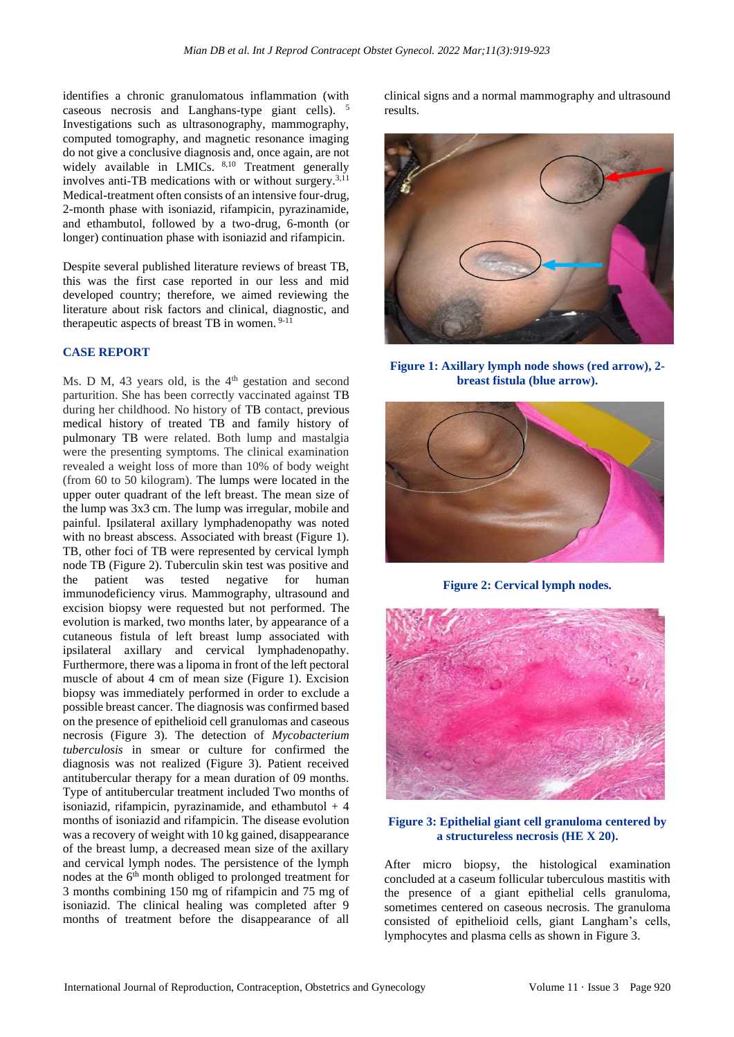identifies a chronic granulomatous inflammation (with caseous necrosis and Langhans-type giant cells).[5] Investigations such as ultrasonography, mammography, computed tomography, and magnetic resonance imaging do not give a conclusive diagnosis and, once again, are not widely available in LMICs.[8,10] Treatment generally involves anti-TB medications with or without surgery.[3,11] Medical-treatment often consists of an intensive four-drug, 2-month phase with isoniazid, rifampicin, pyrazinamide, and ethambutol, followed by a two-drug, 6-month (or longer) continuation phase with isoniazid and rifampicin.

Despite several published literature reviews of breast TB, this was the first case reported in our less and mid developed country; therefore, we aimed reviewing the literature about risk factors and clinical, diagnostic, and therapeutic aspects of breast TB in women.[9-11]

## CASE REPORT

Ms. D M, 43 years old, is the 4th gestation and second parturition. She has been correctly vaccinated against TB during her childhood. No history of TB contact, previous medical history of treated TB and family history of pulmonary TB were related. Both lump and mastalgia were the presenting symptoms. The clinical examination revealed a weight loss of more than 10% of body weight (from 60 to 50 kilogram). The lumps were located in the upper outer quadrant of the left breast. The mean size of the lump was 3x3 cm. The lump was irregular, mobile and painful. Ipsilateral axillary lymphadenopathy was noted with no breast abscess. Associated with breast (Figure 1). TB, other foci of TB were represented by cervical lymph node TB (Figure 2). Tuberculin skin test was positive and the patient was tested negative for human immunodeficiency virus. Mammography, ultrasound and excision biopsy were requested but not performed. The evolution is marked, two months later, by appearance of a cutaneous fistula of left breast lump associated with ipsilateral axillary and cervical lymphadenopathy. Furthermore, there was a lipoma in front of the left pectoral muscle of about 4 cm of mean size (Figure 1). Excision biopsy was immediately performed in order to exclude a possible breast cancer. The diagnosis was confirmed based on the presence of epithelioid cell granulomas and caseous necrosis (Figure 3). The detection of *Mycobacterium tuberculosis* in smear or culture for confirmed the diagnosis was not realized (Figure 3). Patient received antitubercular therapy for a mean duration of 09 months. Type of antitubercular treatment included Two months of isoniazid, rifampicin, pyrazinamide, and ethambutol + 4 months of isoniazid and rifampicin. The disease evolution was a recovery of weight with 10 kg gained, disappearance of the breast lump, a decreased mean size of the axillary and cervical lymph nodes. The persistence of the lymph nodes at the 6th month obliged to prolonged treatment for 3 months combining 150 mg of rifampicin and 75 mg of isoniazid. The clinical healing was completed after 9 months of treatment before the disappearance of all clinical signs and a normal mammography and ultrasound results.

**Figure 1: Axillary lymph node shows (red arrow), 2-breast fistula (blue arrow).**

**Figure 2: Cervical lymph nodes.**

**Figure 3: Epithelial giant cell granuloma centered by a structureless necrosis (HE X 20).**

After micro biopsy, the histological examination concluded at a caseum follicular tuberculous mastitis with the presence of a giant epithelial cells granuloma, sometimes centered on caseous necrosis. The granuloma consisted of epithelioid cells, giant Langham's cells, lymphocytes and plasma cells as shown in Figure 3.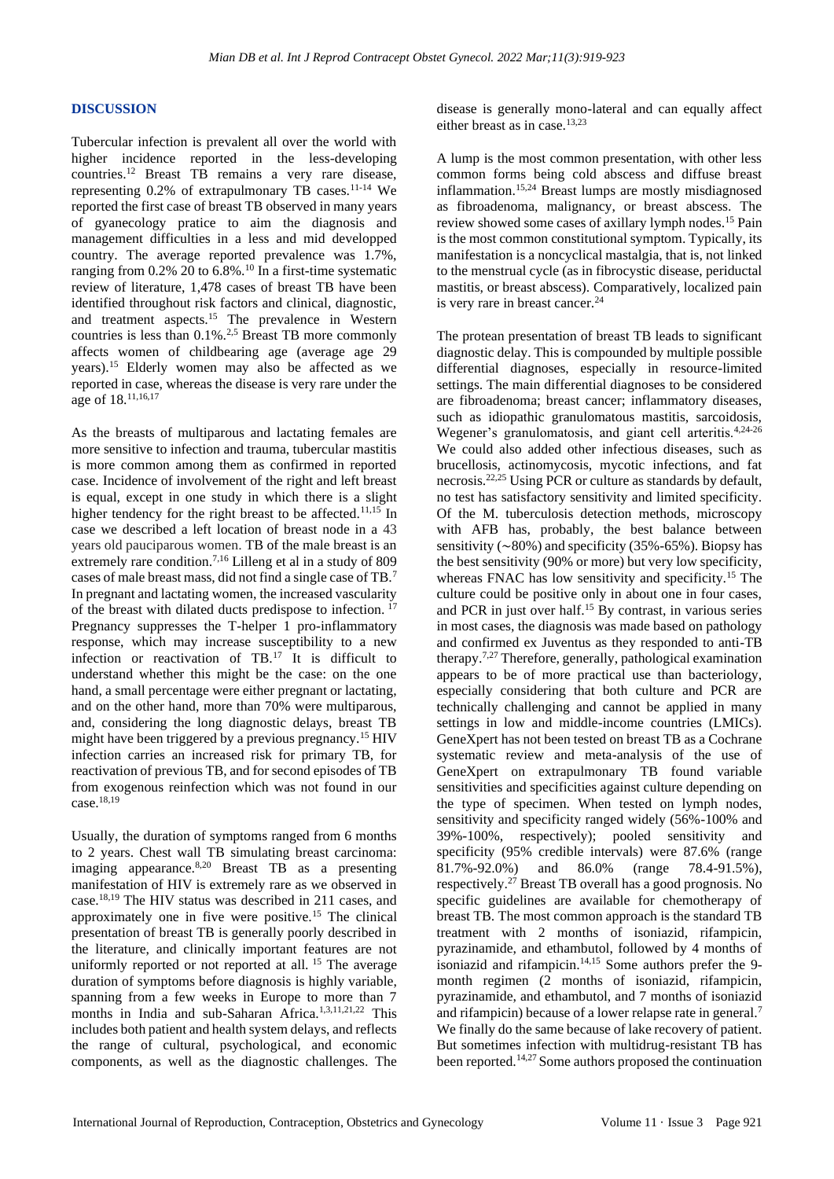## DISCUSSION

Tubercular infection is prevalent all over the world with higher incidence reported in the less-developing countries.[12] Breast TB remains a very rare disease, representing 0.2% of extrapulmonary TB cases.[11-14] We reported the first case of breast TB observed in many years of gyanecology pratice to aim the diagnosis and management difficulties in a less and mid developped country. The average reported prevalence was 1.7%, ranging from 0.2% 20 to 6.8%.[10] In a first-time systematic review of literature, 1,478 cases of breast TB have been identified throughout risk factors and clinical, diagnostic, and treatment aspects.[15] The prevalence in Western countries is less than 0.1%.[2,5] Breast TB more commonly affects women of childbearing age (average age 29 years).[15] Elderly women may also be affected as we reported in case, whereas the disease is very rare under the age of 18.[11,16,17]

As the breasts of multiparous and lactating females are more sensitive to infection and trauma, tubercular mastitis is more common among them as confirmed in reported case. Incidence of involvement of the right and left breast is equal, except in one study in which there is a slight higher tendency for the right breast to be affected.[11,15] In case we described a left location of breast node in a 43 years old pauciparous women. TB of the male breast is an extremely rare condition.[7,16] Lilleng et al in a study of 809 cases of male breast mass, did not find a single case of TB.[7] In pregnant and lactating women, the increased vascularity of the breast with dilated ducts predispose to infection.[17] Pregnancy suppresses the T-helper 1 pro-inflammatory response, which may increase susceptibility to a new infection or reactivation of TB.[17] It is difficult to understand whether this might be the case: on the one hand, a small percentage were either pregnant or lactating, and on the other hand, more than 70% were multiparous, and, considering the long diagnostic delays, breast TB might have been triggered by a previous pregnancy.[15] HIV infection carries an increased risk for primary TB, for reactivation of previous TB, and for second episodes of TB from exogenous reinfection which was not found in our case.[18,19]

Usually, the duration of symptoms ranged from 6 months to 2 years. Chest wall TB simulating breast carcinoma: imaging appearance.[8,20] Breast TB as a presenting manifestation of HIV is extremely rare as we observed in case.[18,19] The HIV status was described in 211 cases, and approximately one in five were positive.[15] The clinical presentation of breast TB is generally poorly described in the literature, and clinically important features are not uniformly reported or not reported at all.[15] The average duration of symptoms before diagnosis is highly variable, spanning from a few weeks in Europe to more than 7 months in India and sub-Saharan Africa.[1,3,11,21,22] This includes both patient and health system delays, and reflects the range of cultural, psychological, and economic components, as well as the diagnostic challenges. The disease is generally mono-lateral and can equally affect either breast as in case.[13,23]

A lump is the most common presentation, with other less common forms being cold abscess and diffuse breast inflammation.[15,24] Breast lumps are mostly misdiagnosed as fibroadenoma, malignancy, or breast abscess. The review showed some cases of axillary lymph nodes.[15] Pain is the most common constitutional symptom. Typically, its manifestation is a noncyclical mastalgia, that is, not linked to the menstrual cycle (as in fibrocystic disease, periductal mastitis, or breast abscess). Comparatively, localized pain is very rare in breast cancer.[24]

The protean presentation of breast TB leads to significant diagnostic delay. This is compounded by multiple possible differential diagnoses, especially in resource-limited settings. The main differential diagnoses to be considered are fibroadenoma; breast cancer; inflammatory diseases, such as idiopathic granulomatous mastitis, sarcoidosis, Wegener's granulomatosis, and giant cell arteritis.[4,24-26] We could also added other infectious diseases, such as brucellosis, actinomycosis, mycotic infections, and fat necrosis.[22,25] Using PCR or culture as standards by default, no test has satisfactory sensitivity and limited specificity. Of the M. tuberculosis detection methods, microscopy with AFB has, probably, the best balance between sensitivity (~80%) and specificity (35%-65%). Biopsy has the best sensitivity (90% or more) but very low specificity, whereas FNAC has low sensitivity and specificity.[15] The culture could be positive only in about one in four cases, and PCR in just over half.[15] By contrast, in various series in most cases, the diagnosis was made based on pathology and confirmed ex Juventus as they responded to anti-TB therapy.[7,27] Therefore, generally, pathological examination appears to be of more practical use than bacteriology, especially considering that both culture and PCR are technically challenging and cannot be applied in many settings in low and middle-income countries (LMICs). GeneXpert has not been tested on breast TB as a Cochrane systematic review and meta-analysis of the use of GeneXpert on extrapulmonary TB found variable sensitivities and specificities against culture depending on the type of specimen. When tested on lymph nodes, sensitivity and specificity ranged widely (56%-100% and 39%-100%, respectively); pooled sensitivity and specificity (95% credible intervals) were 87.6% (range 81.7%-92.0%) and 86.0% (range 78.4-91.5%), respectively.[27] Breast TB overall has a good prognosis. No specific guidelines are available for chemotherapy of breast TB. The most common approach is the standard TB treatment with 2 months of isoniazid, rifampicin, pyrazinamide, and ethambutol, followed by 4 months of isoniazid and rifampicin.[14,15] Some authors prefer the 9-month regimen (2 months of isoniazid, rifampicin, pyrazinamide, and ethambutol, and 7 months of isoniazid and rifampicin) because of a lower relapse rate in general.[7] We finally do the same because of lake recovery of patient. But sometimes infection with multidrug-resistant TB has been reported.[14,27] Some authors proposed the continuation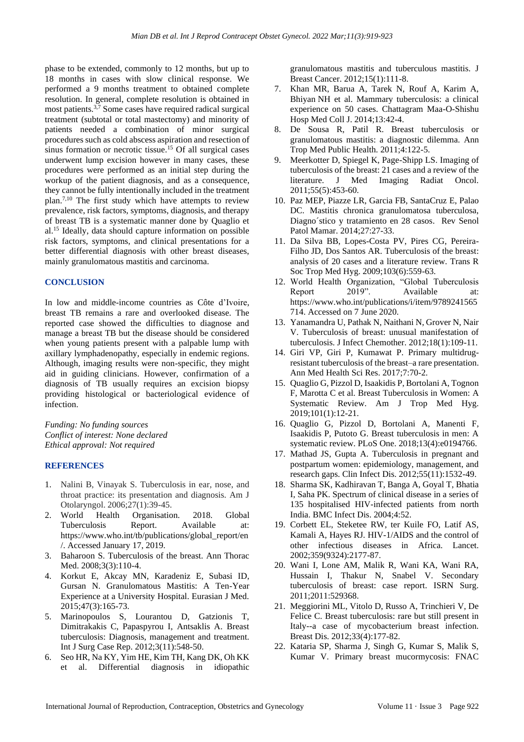phase to be extended, commonly to 12 months, but up to 18 months in cases with slow clinical response. We performed a 9 months treatment to obtained complete resolution. In general, complete resolution is obtained in most patients.[3,7] Some cases have required radical surgical treatment (subtotal or total mastectomy) and minority of patients needed a combination of minor surgical procedures such as cold abscess aspiration and resection of sinus formation or necrotic tissue.[15] Of all surgical cases underwent lump excision however in many cases, these procedures were performed as an initial step during the workup of the patient diagnosis, and as a consequence, they cannot be fully intentionally included in the treatment plan.[7,10] The first study which have attempts to review prevalence, risk factors, symptoms, diagnosis, and therapy of breast TB is a systematic manner done by Quaglio et al.[15] Ideally, data should capture information on possible risk factors, symptoms, and clinical presentations for a better differential diagnosis with other breast diseases, mainly granulomatous mastitis and carcinoma.

## CONCLUSION

In low and middle-income countries as Côte d'Ivoire, breast TB remains a rare and overlooked disease. The reported case showed the difficulties to diagnose and manage a breast TB but the disease should be considered when young patients present with a palpable lump with axillary lymphadenopathy, especially in endemic regions. Although, imaging results were non-specific, they might aid in guiding clinicians. However, confirmation of a diagnosis of TB usually requires an excision biopsy providing histological or bacteriological evidence of infection.

*Funding: No funding sources*
*Conflict of interest: None declared*
*Ethical approval: Not required*

## REFERENCES

1. Nalini B, Vinayak S. Tuberculosis in ear, nose, and throat practice: its presentation and diagnosis. Am J Otolaryngol. 2006;27(1):39-45.
2. World Health Organisation. 2018. Global Tuberculosis Report. Available at: https://www.who.int/tb/publications/global_report/en/. Accessed January 17, 2019.
3. Baharoon S. Tuberculosis of the breast. Ann Thorac Med. 2008;3(3):110-4.
4. Korkut E, Akcay MN, Karadeniz E, Subasi ID, Gursan N. Granulomatous Mastitis: A Ten-Year Experience at a University Hospital. Eurasian J Med. 2015;47(3):165-73.
5. Marinopoulos S, Lourantou D, Gatzionis T, Dimitrakakis C, Papaspyrou I, Antsaklis A. Breast tuberculosis: Diagnosis, management and treatment. Int J Surg Case Rep. 2012;3(11):548-50.
6. Seo HR, Na KY, Yim HE, Kim TH, Kang DK, Oh KK et al. Differential diagnosis in idiopathic granulomatous mastitis and tuberculous mastitis. J Breast Cancer. 2012;15(1):111-8.
7. Khan MR, Barua A, Tarek N, Rouf A, Karim A, Bhiyan NH et al. Mammary tuberculosis: a clinical experience on 50 cases. Chattagram Maa-O-Shishu Hosp Med Coll J. 2014;13:42-4.
8. De Sousa R, Patil R. Breast tuberculosis or granulomatous mastitis: a diagnostic dilemma. Ann Trop Med Public Health. 2011;4:122-5.
9. Meerkotter D, Spiegel K, Page-Shipp LS. Imaging of tuberculosis of the breast: 21 cases and a review of the literature. J Med Imaging Radiat Oncol. 2011;55(5):453-60.
10. Paz MEP, Piazze LR, Garcia FB, SantaCruz E, Palao DC. Mastitis chronica granulomatosa tuberculosa, Diagno´stico y tratamiento en 28 casos. Rev Senol Patol Mamar. 2014;27:27-33.
11. Da Silva BB, Lopes-Costa PV, Pires CG, Pereira-Filho JD, Dos Santos AR. Tuberculosis of the breast: analysis of 20 cases and a literature review. Trans R Soc Trop Med Hyg. 2009;103(6):559-63.
12. World Health Organization, "Global Tuberculosis Report 2019". Available at: https://www.who.int/publications/i/item/9789241565714. Accessed on 7 June 2020.
13. Yanamandra U, Pathak N, Naithani N, Grover N, Nair V. Tuberculosis of breast: unusual manifestation of tuberculosis. J Infect Chemother. 2012;18(1):109-11.
14. Giri VP, Giri P, Kumawat P. Primary multidrug-resistant tuberculosis of the breast–a rare presentation. Ann Med Health Sci Res. 2017;7:70-2.
15. Quaglio G, Pizzol D, Isaakidis P, Bortolani A, Tognon F, Marotta C et al. Breast Tuberculosis in Women: A Systematic Review. Am J Trop Med Hyg. 2019;101(1):12-21.
16. Quaglio G, Pizzol D, Bortolani A, Manenti F, Isaakidis P, Putoto G. Breast tuberculosis in men: A systematic review. PLoS One. 2018;13(4):e0194766.
17. Mathad JS, Gupta A. Tuberculosis in pregnant and postpartum women: epidemiology, management, and research gaps. Clin Infect Dis. 2012;55(11):1532-49.
18. Sharma SK, Kadhiravan T, Banga A, Goyal T, Bhatia I, Saha PK. Spectrum of clinical disease in a series of 135 hospitalised HIV-infected patients from north India. BMC Infect Dis. 2004;4:52.
19. Corbett EL, Steketee RW, ter Kuile FO, Latif AS, Kamali A, Hayes RJ. HIV-1/AIDS and the control of other infectious diseases in Africa. Lancet. 2002;359(9324):2177-87.
20. Wani I, Lone AM, Malik R, Wani KA, Wani RA, Hussain I, Thakur N, Snabel V. Secondary tuberculosis of breast: case report. ISRN Surg. 2011;2011:529368.
21. Meggiorini ML, Vitolo D, Russo A, Trinchieri V, De Felice C. Breast tuberculosis: rare but still present in Italy--a case of mycobacterium breast infection. Breast Dis. 2012;33(4):177-82.
22. Kataria SP, Sharma J, Singh G, Kumar S, Malik S, Kumar V. Primary breast mucormycosis: FNAC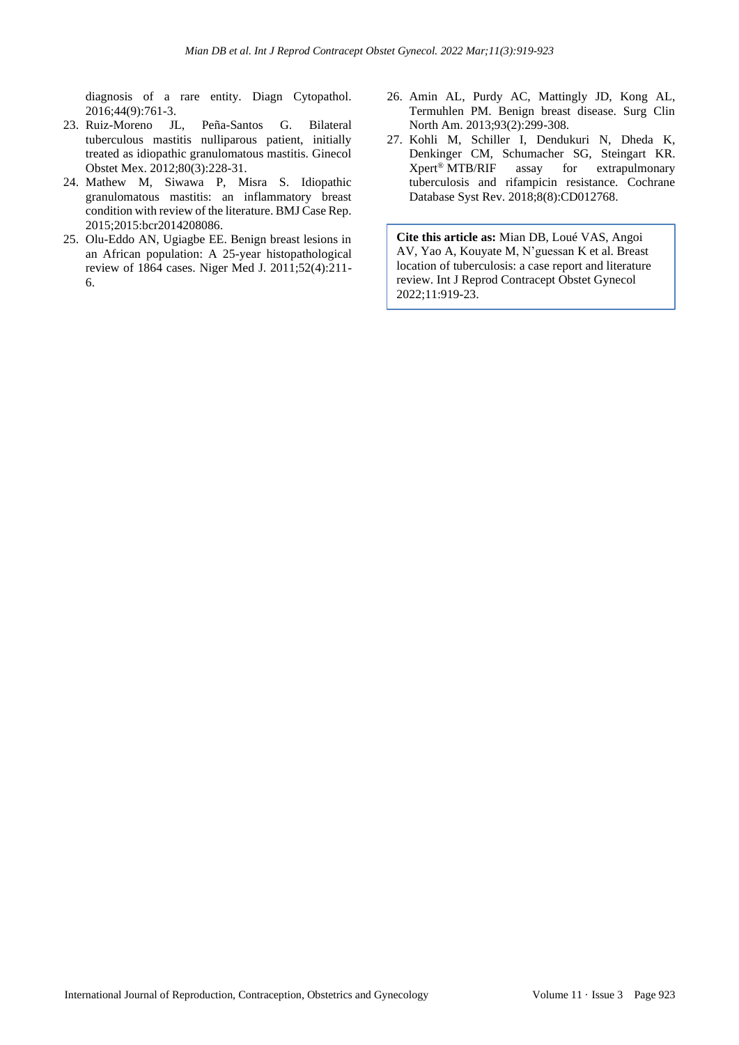diagnosis of a rare entity. Diagn Cytopathol. 2016;44(9):761-3.

23. Ruiz-Moreno JL, Peña-Santos G. Bilateral tuberculous mastitis nulliparous patient, initially treated as idiopathic granulomatous mastitis. Ginecol Obstet Mex. 2012;80(3):228-31.
24. Mathew M, Siwawa P, Misra S. Idiopathic granulomatous mastitis: an inflammatory breast condition with review of the literature. BMJ Case Rep. 2015;2015:bcr2014208086.
25. Olu-Eddo AN, Ugiagbe EE. Benign breast lesions in an African population: A 25-year histopathological review of 1864 cases. Niger Med J. 2011;52(4):211-6.
26. Amin AL, Purdy AC, Mattingly JD, Kong AL, Termuhlen PM. Benign breast disease. Surg Clin North Am. 2013;93(2):299-308.
27. Kohli M, Schiller I, Dendukuri N, Dheda K, Denkinger CM, Schumacher SG, Steingart KR. Xpert® MTB/RIF assay for extrapulmonary tuberculosis and rifampicin resistance. Cochrane Database Syst Rev. 2018;8(8):CD012768.

**Cite this article as:** Mian DB, Loué VAS, Angoi AV, Yao A, Kouyate M, N'guessan K et al. Breast location of tuberculosis: a case report and literature review. Int J Reprod Contracept Obstet Gynecol 2022;11:919-23.